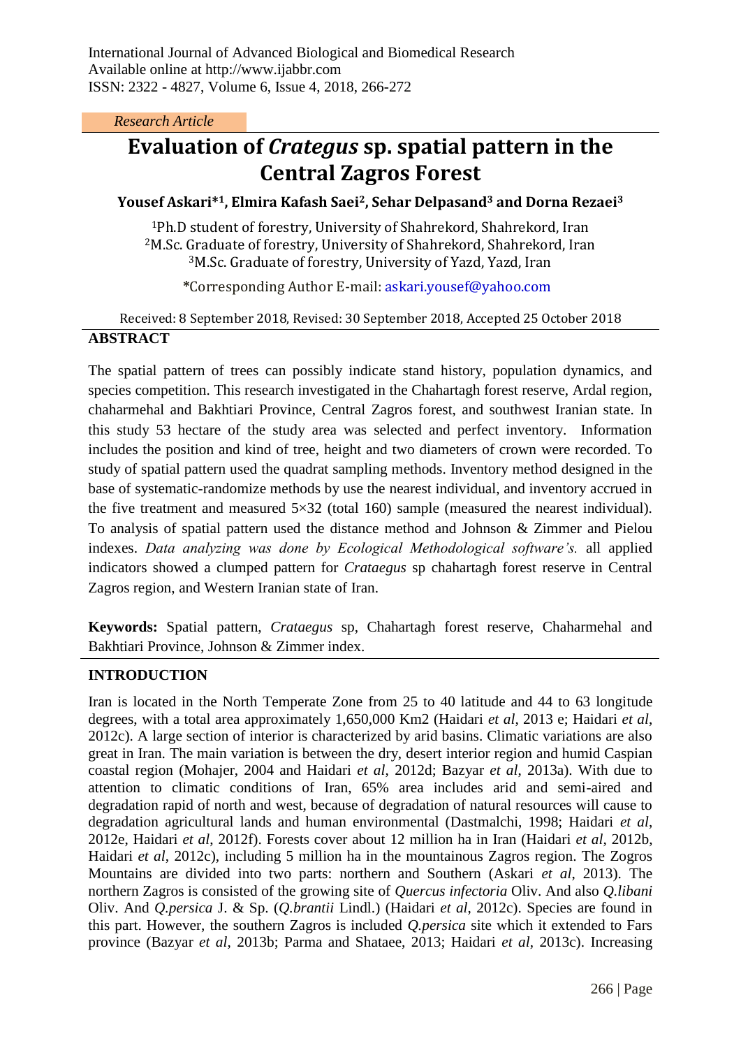International Journal of Advanced Biological and Biomedical Research
Available online at http://www.ijabbr.com
ISSN: 2322 - 4827, Volume 6, Issue 4, 2018, 266-272

*Research Article*

# Evaluation of *Crategus* sp. spatial pattern in the Central Zagros Forest

**Yousef Askari*[1], Elmira Kafash Saei[2], Sehar Delpasand[3] and Dorna Rezaei[3]**

[1]Ph.D student of forestry, University of Shahrekord, Shahrekord, Iran
[2]M.Sc. Graduate of forestry, University of Shahrekord, Shahrekord, Iran
[3]M.Sc. Graduate of forestry, University of Yazd, Yazd, Iran

*Corresponding Author E-mail: askari.yousef@yahoo.com

Received: 8 September 2018, Revised: 30 September 2018, Accepted 25 October 2018

## ABSTRACT

The spatial pattern of trees can possibly indicate stand history, population dynamics, and species competition. This research investigated in the Chahartagh forest reserve, Ardal region, chaharmehal and Bakhtiari Province, Central Zagros forest, and southwest Iranian state. In this study 53 hectare of the study area was selected and perfect inventory. Information includes the position and kind of tree, height and two diameters of crown were recorded. To study of spatial pattern used the quadrat sampling methods. Inventory method designed in the base of systematic-randomize methods by use the nearest individual, and inventory accrued in the five treatment and measured 5×32 (total 160) sample (measured the nearest individual). To analysis of spatial pattern used the distance method and Johnson & Zimmer and Pielou indexes. *Data analyzing was done by Ecological Methodological software's.* all applied indicators showed a clumped pattern for *Crataegus* sp chahartagh forest reserve in Central Zagros region, and Western Iranian state of Iran.

**Keywords:** Spatial pattern, *Crataegus* sp, Chahartagh forest reserve, Chaharmehal and Bakhtiari Province, Johnson & Zimmer index.

## INTRODUCTION

Iran is located in the North Temperate Zone from 25 to 40 latitude and 44 to 63 longitude degrees, with a total area approximately 1,650,000 Km2 (Haidari *et al*, 2013 e; Haidari *et al*, 2012c). A large section of interior is characterized by arid basins. Climatic variations are also great in Iran. The main variation is between the dry, desert interior region and humid Caspian coastal region (Mohajer, 2004 and Haidari *et al*, 2012d; Bazyar *et al*, 2013a). With due to attention to climatic conditions of Iran, 65% area includes arid and semi-aired and degradation rapid of north and west, because of degradation of natural resources will cause to degradation agricultural lands and human environmental (Dastmalchi, 1998; Haidari *et al*, 2012e, Haidari *et al*, 2012f). Forests cover about 12 million ha in Iran (Haidari *et al*, 2012b, Haidari *et al*, 2012c), including 5 million ha in the mountainous Zagros region. The Zogros Mountains are divided into two parts: northern and Southern (Askari *et al*, 2013). The northern Zagros is consisted of the growing site of *Quercus infectoria* Oliv. And also *Q.libani* Oliv. And *Q.persica* J. & Sp. (*Q.brantii* Lindl.) (Haidari *et al*, 2012c). Species are found in this part. However, the southern Zagros is included *Q.persica* site which it extended to Fars province (Bazyar *et al*, 2013b; Parma and Shataee, 2013; Haidari *et al*, 2013c). Increasing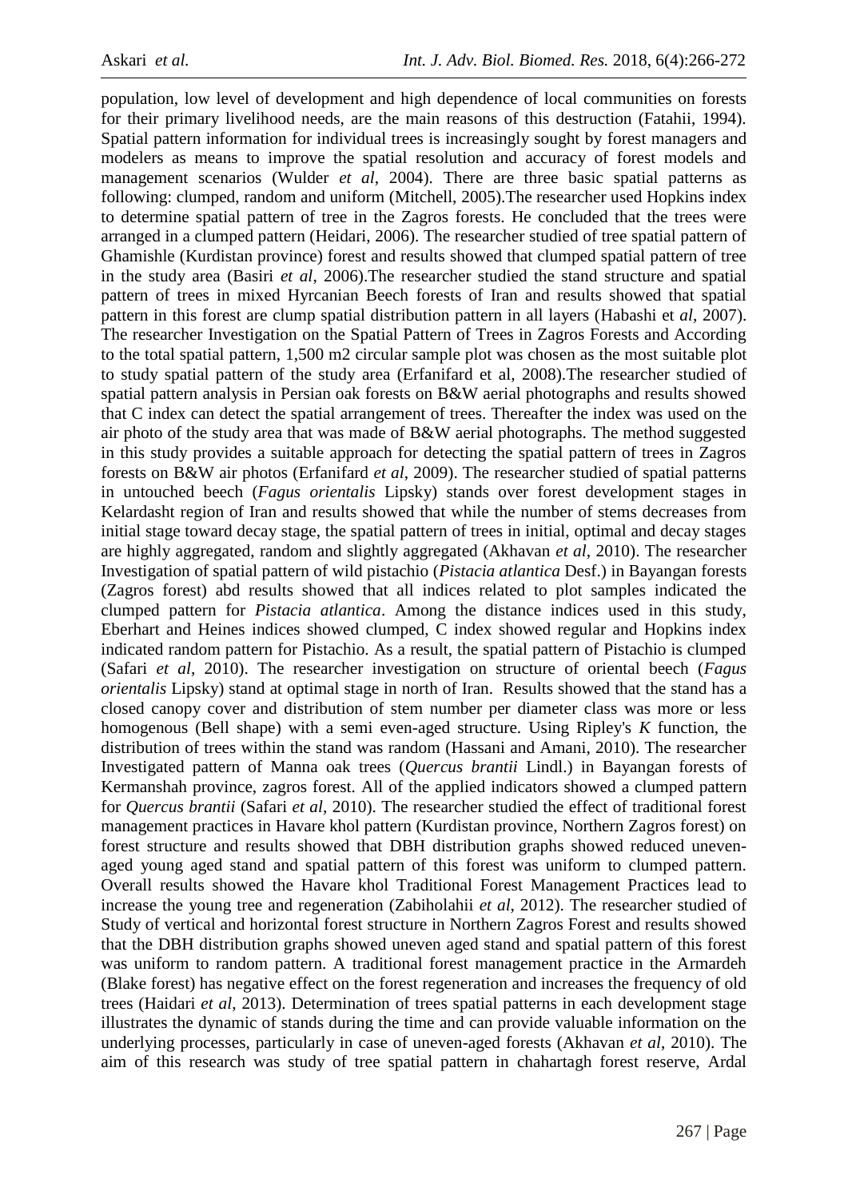population, low level of development and high dependence of local communities on forests for their primary livelihood needs, are the main reasons of this destruction (Fatahii, 1994). Spatial pattern information for individual trees is increasingly sought by forest managers and modelers as means to improve the spatial resolution and accuracy of forest models and management scenarios (Wulder *et al*, 2004). There are three basic spatial patterns as following: clumped, random and uniform (Mitchell, 2005).The researcher used Hopkins index to determine spatial pattern of tree in the Zagros forests. He concluded that the trees were arranged in a clumped pattern (Heidari, 2006). The researcher studied of tree spatial pattern of Ghamishle (Kurdistan province) forest and results showed that clumped spatial pattern of tree in the study area (Basiri *et al*, 2006).The researcher studied the stand structure and spatial pattern of trees in mixed Hyrcanian Beech forests of Iran and results showed that spatial pattern in this forest are clump spatial distribution pattern in all layers (Habashi et *al*, 2007). The researcher Investigation on the Spatial Pattern of Trees in Zagros Forests and According to the total spatial pattern, 1,500 m2 circular sample plot was chosen as the most suitable plot to study spatial pattern of the study area (Erfanifard et al, 2008).The researcher studied of spatial pattern analysis in Persian oak forests on B&W aerial photographs and results showed that C index can detect the spatial arrangement of trees. Thereafter the index was used on the air photo of the study area that was made of B&W aerial photographs. The method suggested in this study provides a suitable approach for detecting the spatial pattern of trees in Zagros forests on B&W air photos (Erfanifard *et al*, 2009). The researcher studied of spatial patterns in untouched beech (*Fagus orientalis* Lipsky) stands over forest development stages in Kelardasht region of Iran and results showed that while the number of stems decreases from initial stage toward decay stage, the spatial pattern of trees in initial, optimal and decay stages are highly aggregated, random and slightly aggregated (Akhavan *et al*, 2010). The researcher Investigation of spatial pattern of wild pistachio (*Pistacia atlantica* Desf.) in Bayangan forests (Zagros forest) abd results showed that all indices related to plot samples indicated the clumped pattern for *Pistacia atlantica*. Among the distance indices used in this study, Eberhart and Heines indices showed clumped, C index showed regular and Hopkins index indicated random pattern for Pistachio. As a result, the spatial pattern of Pistachio is clumped (Safari *et al*, 2010). The researcher investigation on structure of oriental beech (*Fagus orientalis* Lipsky) stand at optimal stage in north of Iran. Results showed that the stand has a closed canopy cover and distribution of stem number per diameter class was more or less homogenous (Bell shape) with a semi even-aged structure. Using Ripley's *K* function, the distribution of trees within the stand was random (Hassani and Amani, 2010). The researcher Investigated pattern of Manna oak trees (*Quercus brantii* Lindl.) in Bayangan forests of Kermanshah province, zagros forest. All of the applied indicators showed a clumped pattern for *Quercus brantii* (Safari *et al*, 2010). The researcher studied the effect of traditional forest management practices in Havare khol pattern (Kurdistan province, Northern Zagros forest) on forest structure and results showed that DBH distribution graphs showed reduced uneven-aged young aged stand and spatial pattern of this forest was uniform to clumped pattern. Overall results showed the Havare khol Traditional Forest Management Practices lead to increase the young tree and regeneration (Zabiholahii *et al*, 2012). The researcher studied of Study of vertical and horizontal forest structure in Northern Zagros Forest and results showed that the DBH distribution graphs showed uneven aged stand and spatial pattern of this forest was uniform to random pattern. A traditional forest management practice in the Armardeh (Blake forest) has negative effect on the forest regeneration and increases the frequency of old trees (Haidari *et al*, 2013). Determination of trees spatial patterns in each development stage illustrates the dynamic of stands during the time and can provide valuable information on the underlying processes, particularly in case of uneven-aged forests (Akhavan *et al*, 2010). The aim of this research was study of tree spatial pattern in chahartagh forest reserve, Ardal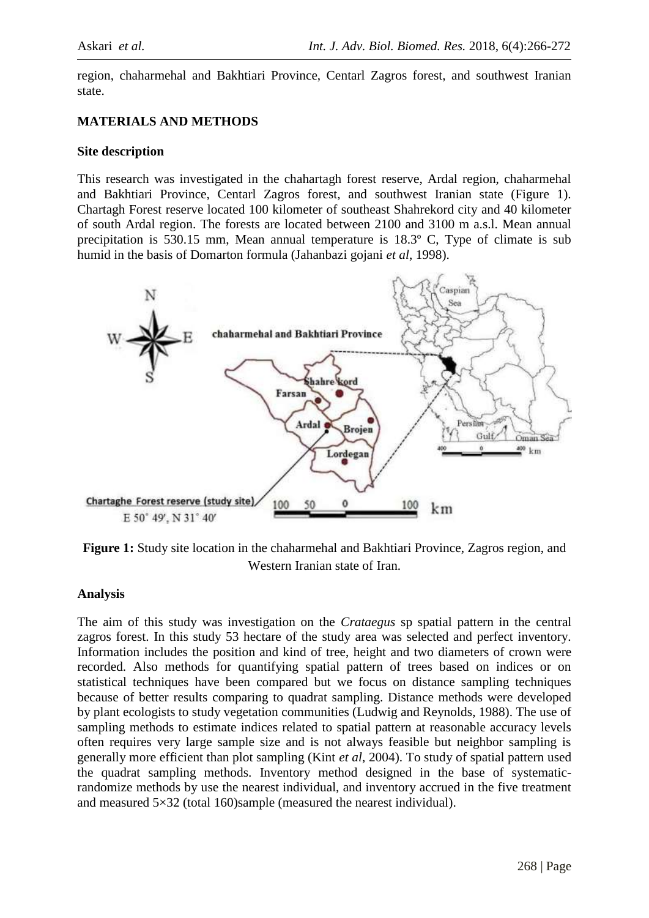region, chaharmehal and Bakhtiari Province, Centarl Zagros forest, and southwest Iranian state.

## MATERIALS AND METHODS

### Site description

This research was investigated in the chahartagh forest reserve, Ardal region, chaharmehal and Bakhtiari Province, Centarl Zagros forest, and southwest Iranian state (Figure 1). Chartagh Forest reserve located 100 kilometer of southeast Shahrekord city and 40 kilometer of south Ardal region. The forests are located between 2100 and 3100 m a.s.l. Mean annual precipitation is 530.15 mm, Mean annual temperature is 18.3º C, Type of climate is sub humid in the basis of Domarton formula (Jahanbazi gojani *et al*, 1998).

**Figure 1:** Study site location in the chaharmehal and Bakhtiari Province, Zagros region, and Western Iranian state of Iran.

### Analysis

The aim of this study was investigation on the *Crataegus* sp spatial pattern in the central zagros forest. In this study 53 hectare of the study area was selected and perfect inventory. Information includes the position and kind of tree, height and two diameters of crown were recorded. Also methods for quantifying spatial pattern of trees based on indices or on statistical techniques have been compared but we focus on distance sampling techniques because of better results comparing to quadrat sampling. Distance methods were developed by plant ecologists to study vegetation communities (Ludwig and Reynolds, 1988). The use of sampling methods to estimate indices related to spatial pattern at reasonable accuracy levels often requires very large sample size and is not always feasible but neighbor sampling is generally more efficient than plot sampling (Kint *et al*, 2004). To study of spatial pattern used the quadrat sampling methods. Inventory method designed in the base of systematic-randomize methods by use the nearest individual, and inventory accrued in the five treatment and measured 5×32 (total 160)sample (measured the nearest individual).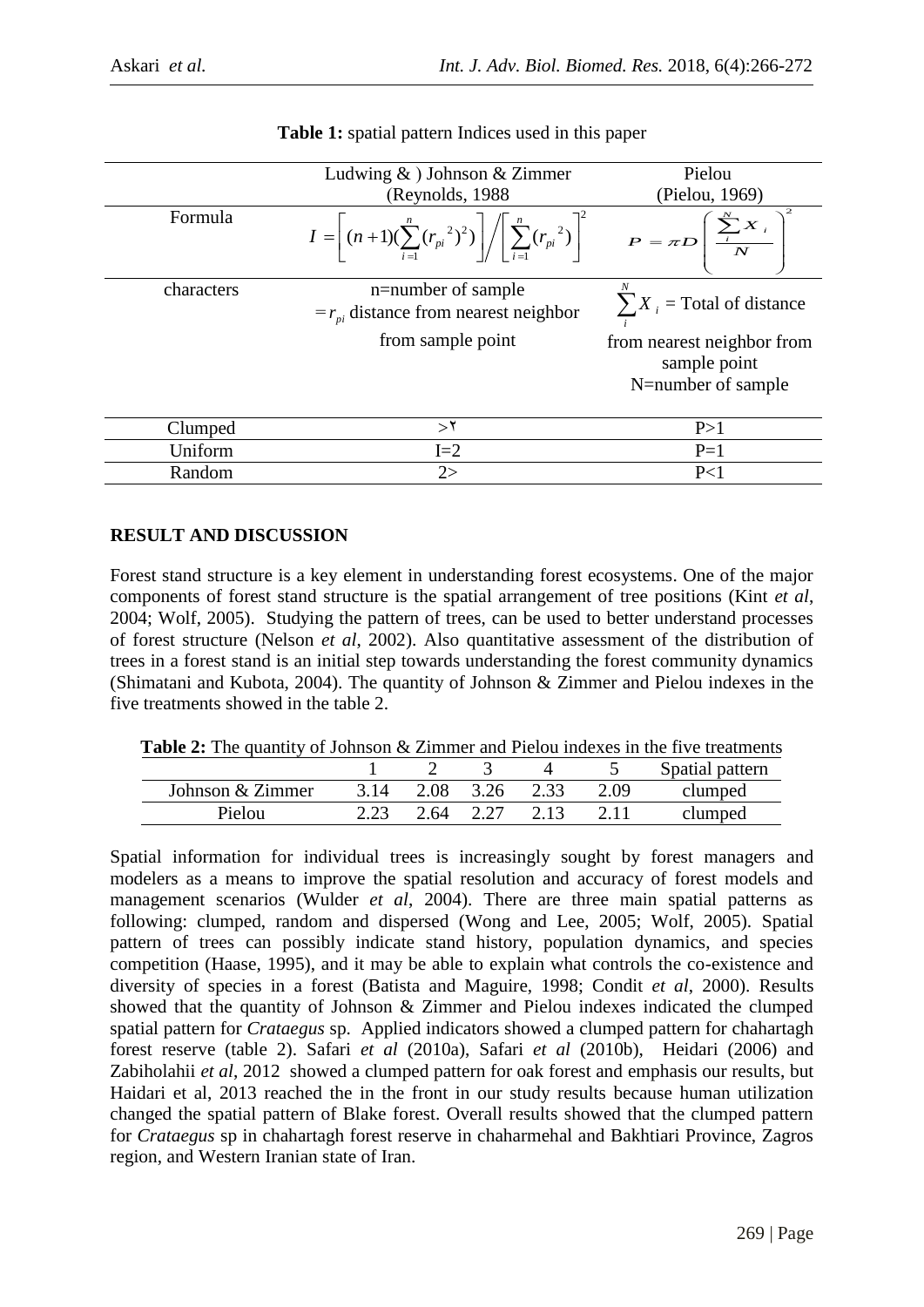**Table 1:** spatial pattern Indices used in this paper

| | Ludwing & ) Johnson & Zimmer (Reynolds, 1988 | Pielou (Pielou, 1969) |
|---|---|---|
| Formula | $I = \left[(n+1)(\sum_{i=1}^{n}(r_{pi}^{2})^{2})\right] \Big/ \left[\sum_{i=1}^{n}(r_{pi}^{2})\right]^{2}$ | $P = \pi D \left(\frac{\sum_{i}^{N} X_i}{N}\right)^{2}$ |
| characters | n=number of sample $= r_{pi}$ distance from nearest neighbor from sample point | $\sum_{i}^{N} X_i$ = Total of distance from nearest neighbor from sample point N=number of sample |
| Clumped | >٢ | P>1 |
| Uniform | I=2 | P=1 |
| Random | 2> | P<1 |

## RESULT AND DISCUSSION

Forest stand structure is a key element in understanding forest ecosystems. One of the major components of forest stand structure is the spatial arrangement of tree positions (Kint *et al*, 2004; Wolf, 2005). Studying the pattern of trees, can be used to better understand processes of forest structure (Nelson *et al*, 2002). Also quantitative assessment of the distribution of trees in a forest stand is an initial step towards understanding the forest community dynamics (Shimatani and Kubota, 2004). The quantity of Johnson & Zimmer and Pielou indexes in the five treatments showed in the table 2.

**Table 2:** The quantity of Johnson & Zimmer and Pielou indexes in the five treatments

| | 1 | 2 | 3 | 4 | 5 | Spatial pattern |
|---|---|---|---|---|---|---|
| Johnson & Zimmer | 3.14 | 2.08 | 3.26 | 2.33 | 2.09 | clumped |
| Pielou | 2.23 | 2.64 | 2.27 | 2.13 | 2.11 | clumped |

Spatial information for individual trees is increasingly sought by forest managers and modelers as a means to improve the spatial resolution and accuracy of forest models and management scenarios (Wulder *et al*, 2004). There are three main spatial patterns as following: clumped, random and dispersed (Wong and Lee, 2005; Wolf, 2005). Spatial pattern of trees can possibly indicate stand history, population dynamics, and species competition (Haase, 1995), and it may be able to explain what controls the co-existence and diversity of species in a forest (Batista and Maguire, 1998; Condit *et al*, 2000). Results showed that the quantity of Johnson & Zimmer and Pielou indexes indicated the clumped spatial pattern for *Crataegus* sp. Applied indicators showed a clumped pattern for chahartagh forest reserve (table 2). Safari *et al* (2010a), Safari *et al* (2010b), Heidari (2006) and Zabiholahii *et al*, 2012 showed a clumped pattern for oak forest and emphasis our results, but Haidari et al, 2013 reached the in the front in our study results because human utilization changed the spatial pattern of Blake forest. Overall results showed that the clumped pattern for *Crataegus* sp in chahartagh forest reserve in chaharmehal and Bakhtiari Province, Zagros region, and Western Iranian state of Iran.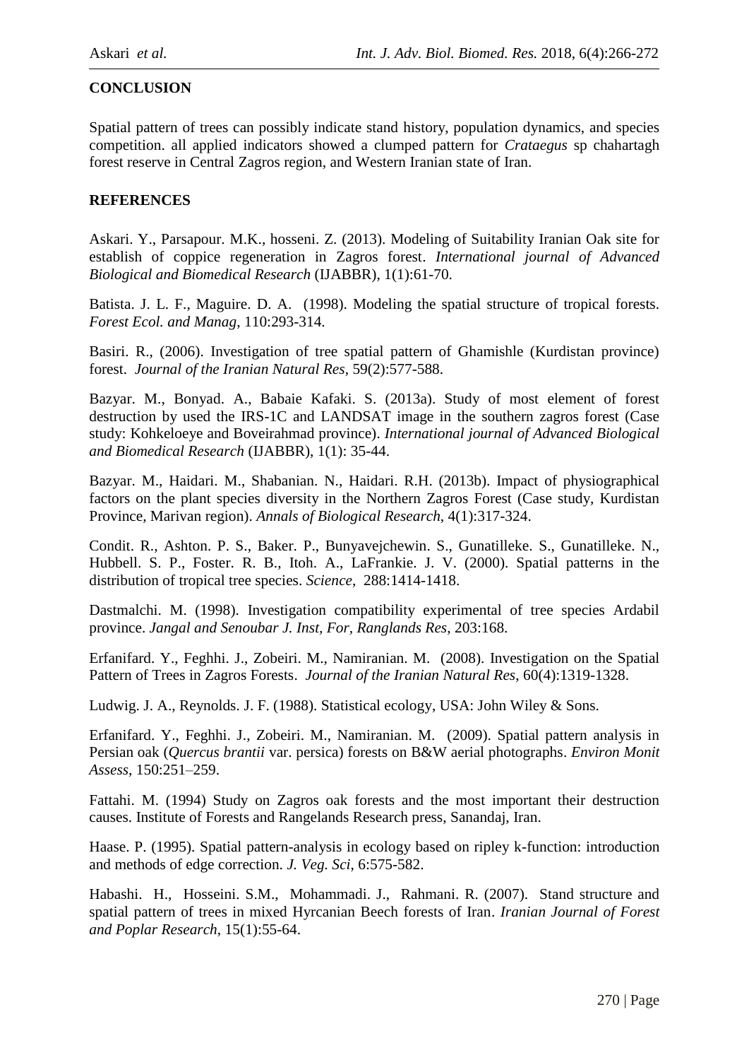## CONCLUSION

Spatial pattern of trees can possibly indicate stand history, population dynamics, and species competition. all applied indicators showed a clumped pattern for *Crataegus* sp chahartagh forest reserve in Central Zagros region, and Western Iranian state of Iran.

## REFERENCES

Askari. Y., Parsapour. M.K., hosseni. Z. (2013). Modeling of Suitability Iranian Oak site for establish of coppice regeneration in Zagros forest. *International journal of Advanced Biological and Biomedical Research* (IJABBR), 1(1):61-70.

Batista. J. L. F., Maguire. D. A. (1998). Modeling the spatial structure of tropical forests. *Forest Ecol. and Manag*, 110:293-314.

Basiri. R., (2006). Investigation of tree spatial pattern of Ghamishle (Kurdistan province) forest. *Journal of the Iranian Natural Res*, 59(2):577-588.

Bazyar. M., Bonyad. A., Babaie Kafaki. S. (2013a). Study of most element of forest destruction by used the IRS-1C and LANDSAT image in the southern zagros forest (Case study: Kohkeloeye and Boveirahmad province). *International journal of Advanced Biological and Biomedical Research* (IJABBR), 1(1): 35-44.

Bazyar. M., Haidari. M., Shabanian. N., Haidari. R.H. (2013b). Impact of physiographical factors on the plant species diversity in the Northern Zagros Forest (Case study, Kurdistan Province, Marivan region). *Annals of Biological Research*, 4(1):317-324.

Condit. R., Ashton. P. S., Baker. P., Bunyavejchewin. S., Gunatilleke. S., Gunatilleke. N., Hubbell. S. P., Foster. R. B., Itoh. A., LaFrankie. J. V. (2000). Spatial patterns in the distribution of tropical tree species. *Science*, 288:1414-1418.

Dastmalchi. M. (1998). Investigation compatibility experimental of tree species Ardabil province. *Jangal and Senoubar J. Inst, For, Ranglands Res*, 203:168.

Erfanifard. Y., Feghhi. J., Zobeiri. M., Namiranian. M. (2008). Investigation on the Spatial Pattern of Trees in Zagros Forests. *Journal of the Iranian Natural Res*, 60(4):1319-1328.

Ludwig. J. A., Reynolds. J. F. (1988). Statistical ecology, USA: John Wiley & Sons.

Erfanifard. Y., Feghhi. J., Zobeiri. M., Namiranian. M. (2009). Spatial pattern analysis in Persian oak (*Quercus brantii* var. persica) forests on B&W aerial photographs. *Environ Monit Assess*, 150:251–259.

Fattahi. M. (1994) Study on Zagros oak forests and the most important their destruction causes. Institute of Forests and Rangelands Research press, Sanandaj, Iran.

Haase. P. (1995). Spatial pattern-analysis in ecology based on ripley k-function: introduction and methods of edge correction. *J. Veg. Sci*, 6:575-582.

Habashi. H., Hosseini. S.M., Mohammadi. J., Rahmani. R. (2007). Stand structure and spatial pattern of trees in mixed Hyrcanian Beech forests of Iran. *Iranian Journal of Forest and Poplar Research*, 15(1):55-64.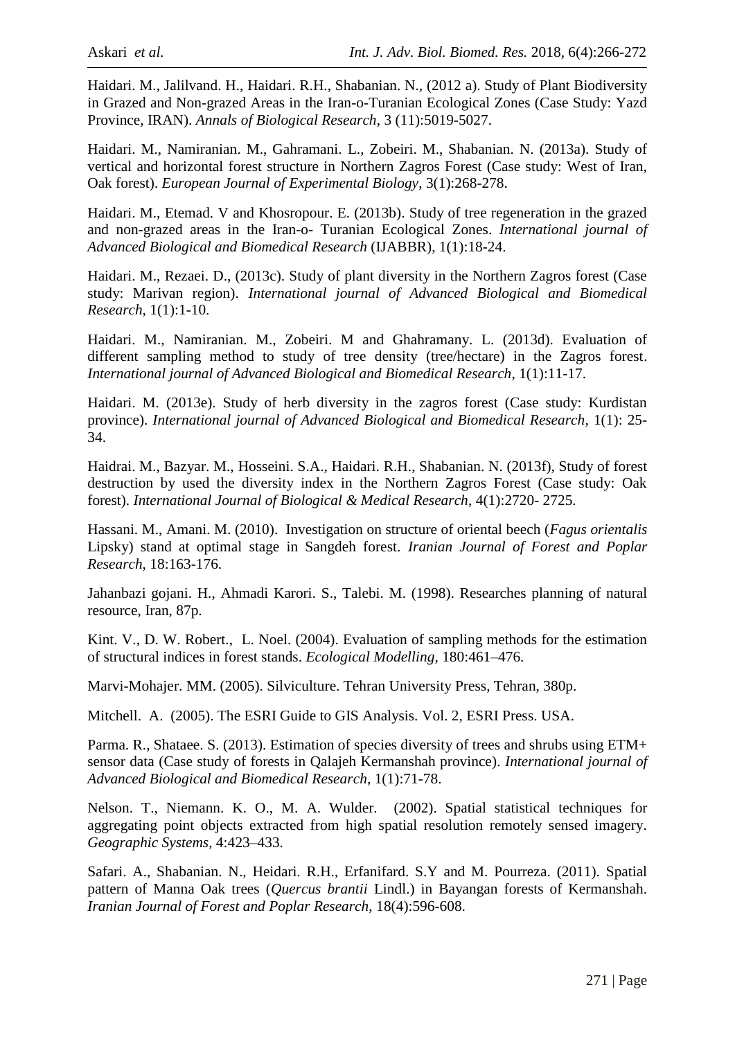Haidari. M., Jalilvand. H., Haidari. R.H., Shabanian. N., (2012 a). Study of Plant Biodiversity in Grazed and Non-grazed Areas in the Iran-o-Turanian Ecological Zones (Case Study: Yazd Province, IRAN). *Annals of Biological Research*, 3 (11):5019-5027.

Haidari. M., Namiranian. M., Gahramani. L., Zobeiri. M., Shabanian. N. (2013a). Study of vertical and horizontal forest structure in Northern Zagros Forest (Case study: West of Iran, Oak forest). *European Journal of Experimental Biology*, 3(1):268-278.

Haidari. M., Etemad. V and Khosropour. E. (2013b). Study of tree regeneration in the grazed and non-grazed areas in the Iran-o- Turanian Ecological Zones. *International journal of Advanced Biological and Biomedical Research* (IJABBR), 1(1):18-24.

Haidari. M., Rezaei. D., (2013c). Study of plant diversity in the Northern Zagros forest (Case study: Marivan region). *International journal of Advanced Biological and Biomedical Research*, 1(1):1-10.

Haidari. M., Namiranian. M., Zobeiri. M and Ghahramany. L. (2013d). Evaluation of different sampling method to study of tree density (tree/hectare) in the Zagros forest. *International journal of Advanced Biological and Biomedical Research*, 1(1):11-17.

Haidari. M. (2013e). Study of herb diversity in the zagros forest (Case study: Kurdistan province). *International journal of Advanced Biological and Biomedical Research*, 1(1): 25-34.

Haidrai. M., Bazyar. M., Hosseini. S.A., Haidari. R.H., Shabanian. N. (2013f), Study of forest destruction by used the diversity index in the Northern Zagros Forest (Case study: Oak forest). *International Journal of Biological & Medical Research*, 4(1):2720- 2725.

Hassani. M., Amani. M. (2010). Investigation on structure of oriental beech (*Fagus orientalis* Lipsky) stand at optimal stage in Sangdeh forest. *Iranian Journal of Forest and Poplar Research*, 18:163-176.

Jahanbazi gojani. H., Ahmadi Karori. S., Talebi. M. (1998). Researches planning of natural resource, Iran, 87p.

Kint. V., D. W. Robert., L. Noel. (2004). Evaluation of sampling methods for the estimation of structural indices in forest stands. *Ecological Modelling*, 180:461–476.

Marvi-Mohajer. MM. (2005). Silviculture. Tehran University Press, Tehran, 380p.

Mitchell. A. (2005). The ESRI Guide to GIS Analysis. Vol. 2, ESRI Press. USA.

Parma. R., Shataee. S. (2013). Estimation of species diversity of trees and shrubs using ETM+ sensor data (Case study of forests in Qalajeh Kermanshah province). *International journal of Advanced Biological and Biomedical Research*, 1(1):71-78.

Nelson. T., Niemann. K. O., M. A. Wulder. (2002). Spatial statistical techniques for aggregating point objects extracted from high spatial resolution remotely sensed imagery. *Geographic Systems*, 4:423–433.

Safari. A., Shabanian. N., Heidari. R.H., Erfanifard. S.Y and M. Pourreza. (2011). Spatial pattern of Manna Oak trees (*Quercus brantii* Lindl.) in Bayangan forests of Kermanshah. *Iranian Journal of Forest and Poplar Research*, 18(4):596-608.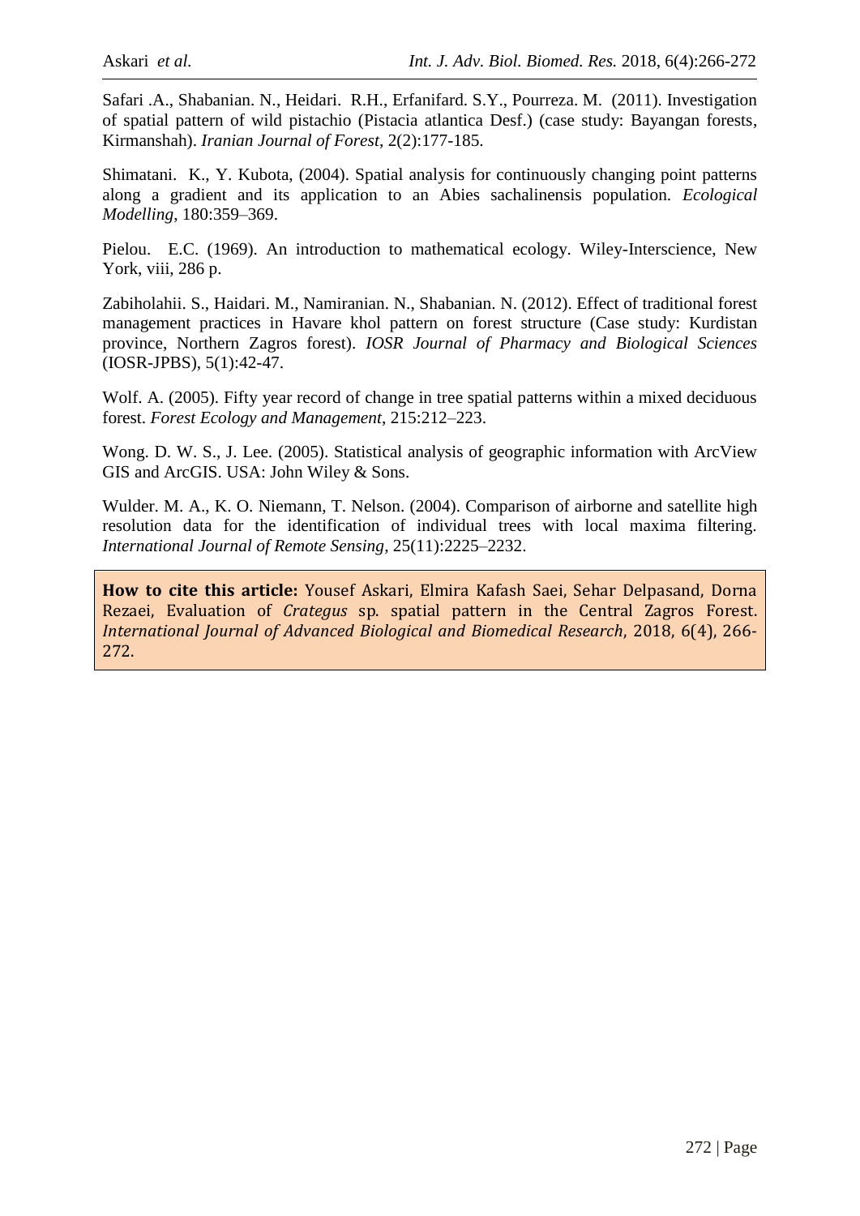Safari .A., Shabanian. N., Heidari. R.H., Erfanifard. S.Y., Pourreza. M. (2011). Investigation of spatial pattern of wild pistachio (Pistacia atlantica Desf.) (case study: Bayangan forests, Kirmanshah). *Iranian Journal of Forest*, 2(2):177-185.

Shimatani. K., Y. Kubota, (2004). Spatial analysis for continuously changing point patterns along a gradient and its application to an Abies sachalinensis population. *Ecological Modelling*, 180:359–369.

Pielou. E.C. (1969). An introduction to mathematical ecology. Wiley-Interscience, New York, viii, 286 p.

Zabiholahii. S., Haidari. M., Namiranian. N., Shabanian. N. (2012). Effect of traditional forest management practices in Havare khol pattern on forest structure (Case study: Kurdistan province, Northern Zagros forest). *IOSR Journal of Pharmacy and Biological Sciences* (IOSR-JPBS), 5(1):42-47.

Wolf. A. (2005). Fifty year record of change in tree spatial patterns within a mixed deciduous forest. *Forest Ecology and Management*, 215:212–223.

Wong. D. W. S., J. Lee. (2005). Statistical analysis of geographic information with ArcView GIS and ArcGIS. USA: John Wiley & Sons.

Wulder. M. A., K. O. Niemann, T. Nelson. (2004). Comparison of airborne and satellite high resolution data for the identification of individual trees with local maxima filtering. *International Journal of Remote Sensing*, 25(11):2225–2232.

**How to cite this article:** Yousef Askari, Elmira Kafash Saei, Sehar Delpasand, Dorna Rezaei, Evaluation of *Crategus* sp. spatial pattern in the Central Zagros Forest. *International Journal of Advanced Biological and Biomedical Research*, 2018, 6(4), 266-272.